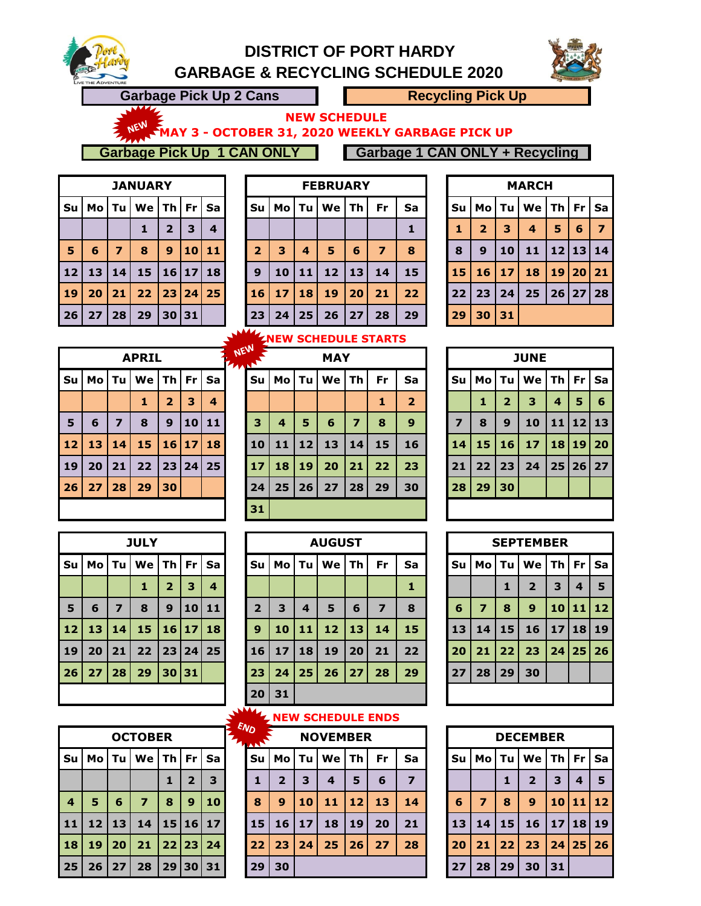# DISTRICT OF PORT HARDY
# GARBAGE & RECYCLING SCHEDULE 2020

**Garbage Pick Up 2 Cans** | **Recycling Pick Up**

**NEW SCHEDULE**
**MAY 3 - OCTOBER 31, 2020 WEEKLY GARBAGE PICK UP**

**Garbage Pick Up 1 CAN ONLY** | **Garbage 1 CAN ONLY + Recycling**

| JANUARY | | | | | | |
|---|---|---|---|---|---|---|
| Su | Mo | Tu | We | Th | Fr | Sa |
| | | | 1 | 2 | 3 | 4 |
| 5 | 6 | 7 | 8 | 9 | 10 | 11 |
| 12 | 13 | 14 | 15 | 16 | 17 | 18 |
| 19 | 20 | 21 | 22 | 23 | 24 | 25 |
| 26 | 27 | 28 | 29 | 30 | 31 | |

| FEBRUARY | | | | | | |
|---|---|---|---|---|---|---|
| Su | Mo | Tu | We | Th | Fr | Sa |
| | | | | | | 1 |
| 2 | 3 | 4 | 5 | 6 | 7 | 8 |
| 9 | 10 | 11 | 12 | 13 | 14 | 15 |
| 16 | 17 | 18 | 19 | 20 | 21 | 22 |
| 23 | 24 | 25 | 26 | 27 | 28 | 29 |

| MARCH | | | | | | |
|---|---|---|---|---|---|---|
| Su | Mo | Tu | We | Th | Fr | Sa |
| 1 | 2 | 3 | 4 | 5 | 6 | 7 |
| 8 | 9 | 10 | 11 | 12 | 13 | 14 |
| 15 | 16 | 17 | 18 | 19 | 20 | 21 |
| 22 | 23 | 24 | 25 | 26 | 27 | 28 |
| 29 | 30 | 31 | | | | |

**NEW SCHEDULE STARTS**

| APRIL | | | | | | |
|---|---|---|---|---|---|---|
| Su | Mo | Tu | We | Th | Fr | Sa |
| | | | 1 | 2 | 3 | 4 |
| 5 | 6 | 7 | 8 | 9 | 10 | 11 |
| 12 | 13 | 14 | 15 | 16 | 17 | 18 |
| 19 | 20 | 21 | 22 | 23 | 24 | 25 |
| 26 | 27 | 28 | 29 | 30 | | |

| MAY | | | | | | |
|---|---|---|---|---|---|---|
| Su | Mo | Tu | We | Th | Fr | Sa |
| | | | | | 1 | 2 |
| 3 | 4 | 5 | 6 | 7 | 8 | 9 |
| 10 | 11 | 12 | 13 | 14 | 15 | 16 |
| 17 | 18 | 19 | 20 | 21 | 22 | 23 |
| 24 | 25 | 26 | 27 | 28 | 29 | 30 |
| 31 | | | | | | |

| JUNE | | | | | | |
|---|---|---|---|---|---|---|
| Su | Mo | Tu | We | Th | Fr | Sa |
| | 1 | 2 | 3 | 4 | 5 | 6 |
| 7 | 8 | 9 | 10 | 11 | 12 | 13 |
| 14 | 15 | 16 | 17 | 18 | 19 | 20 |
| 21 | 22 | 23 | 24 | 25 | 26 | 27 |
| 28 | 29 | 30 | | | | |

| JULY | | | | | | |
|---|---|---|---|---|---|---|
| Su | Mo | Tu | We | Th | Fr | Sa |
| | | | 1 | 2 | 3 | 4 |
| 5 | 6 | 7 | 8 | 9 | 10 | 11 |
| 12 | 13 | 14 | 15 | 16 | 17 | 18 |
| 19 | 20 | 21 | 22 | 23 | 24 | 25 |
| 26 | 27 | 28 | 29 | 30 | 31 | |

| AUGUST | | | | | | |
|---|---|---|---|---|---|---|
| Su | Mo | Tu | We | Th | Fr | Sa |
| | | | | | | 1 |
| 2 | 3 | 4 | 5 | 6 | 7 | 8 |
| 9 | 10 | 11 | 12 | 13 | 14 | 15 |
| 16 | 17 | 18 | 19 | 20 | 21 | 22 |
| 23 | 24 | 25 | 26 | 27 | 28 | 29 |
| 20 | 31 | | | | | |

| SEPTEMBER | | | | | | |
|---|---|---|---|---|---|---|
| Su | Mo | Tu | We | Th | Fr | Sa |
| | | 1 | 2 | 3 | 4 | 5 |
| 6 | 7 | 8 | 9 | 10 | 11 | 12 |
| 13 | 14 | 15 | 16 | 17 | 18 | 19 |
| 20 | 21 | 22 | 23 | 24 | 25 | 26 |
| 27 | 28 | 29 | 30 | | | |

**NEW SCHEDULE ENDS**

| OCTOBER | | | | | | |
|---|---|---|---|---|---|---|
| Su | Mo | Tu | We | Th | Fr | Sa |
| | | | | 1 | 2 | 3 |
| 4 | 5 | 6 | 7 | 8 | 9 | 10 |
| 11 | 12 | 13 | 14 | 15 | 16 | 17 |
| 18 | 19 | 20 | 21 | 22 | 23 | 24 |
| 25 | 26 | 27 | 28 | 29 | 30 | 31 |

| NOVEMBER | | | | | | |
|---|---|---|---|---|---|---|
| Su | Mo | Tu | We | Th | Fr | Sa |
| 1 | 2 | 3 | 4 | 5 | 6 | 7 |
| 8 | 9 | 10 | 11 | 12 | 13 | 14 |
| 15 | 16 | 17 | 18 | 19 | 20 | 21 |
| 22 | 23 | 24 | 25 | 26 | 27 | 28 |
| 29 | 30 | | | | | |

| DECEMBER | | | | | | |
|---|---|---|---|---|---|---|
| Su | Mo | Tu | We | Th | Fr | Sa |
| | | 1 | 2 | 3 | 4 | 5 |
| 6 | 7 | 8 | 9 | 10 | 11 | 12 |
| 13 | 14 | 15 | 16 | 17 | 18 | 19 |
| 20 | 21 | 22 | 23 | 24 | 25 | 26 |
| 27 | 28 | 29 | 30 | 31 | | |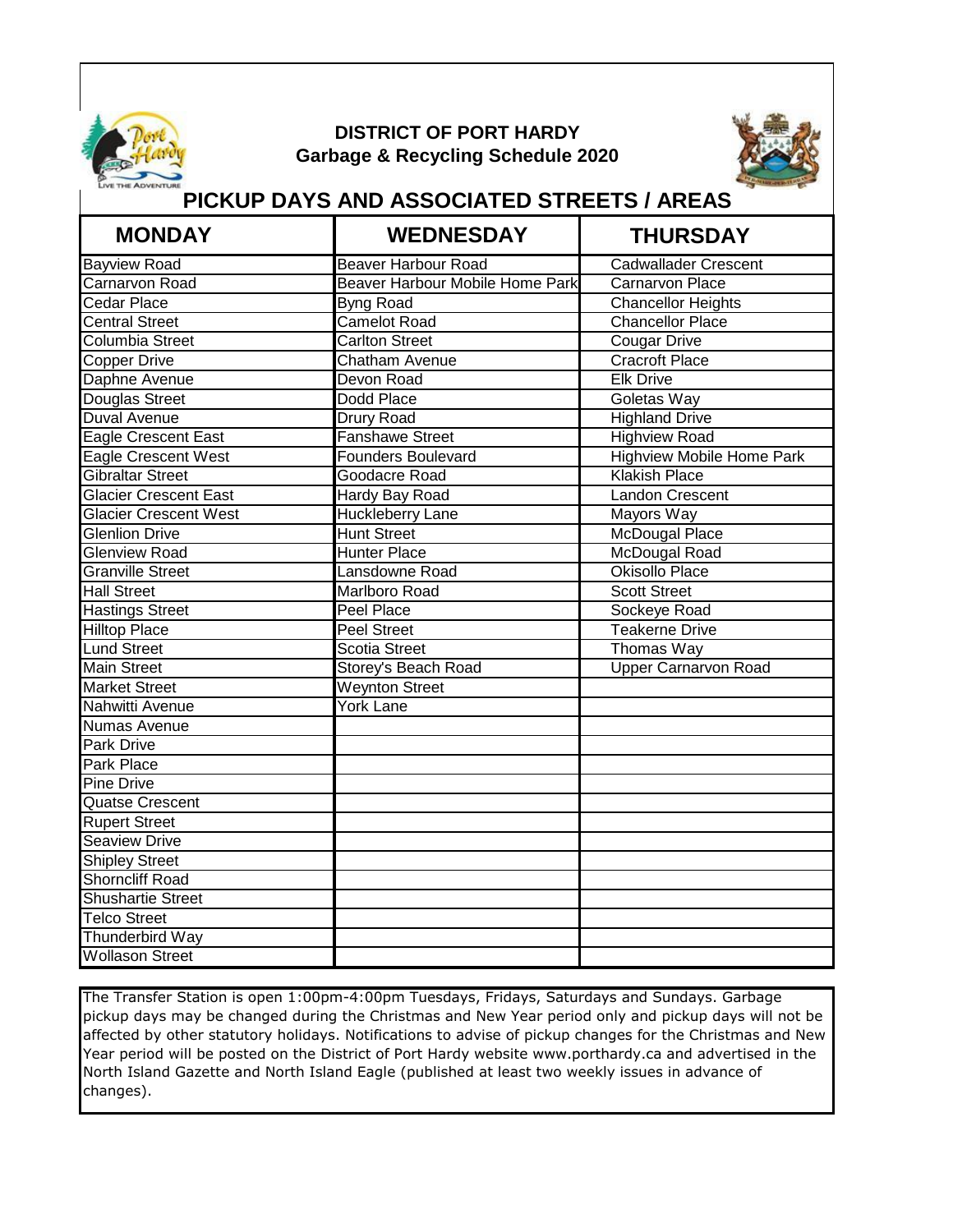**DISTRICT OF PORT HARDY**
**Garbage & Recycling Schedule 2020**

## PICKUP DAYS AND ASSOCIATED STREETS / AREAS

| MONDAY | WEDNESDAY | THURSDAY |
|---|---|---|
| Bayview Road | Beaver Harbour Road | Cadwallader Crescent |
| Carnarvon Road | Beaver Harbour Mobile Home Park | Carnarvon Place |
| Cedar Place | Byng Road | Chancellor Heights |
| Central Street | Camelot Road | Chancellor Place |
| Columbia Street | Carlton Street | Cougar Drive |
| Copper Drive | Chatham Avenue | Cracroft Place |
| Daphne Avenue | Devon Road | Elk Drive |
| Douglas Street | Dodd Place | Goletas Way |
| Duval Avenue | Drury Road | Highland Drive |
| Eagle Crescent East | Fanshawe Street | Highview Road |
| Eagle Crescent West | Founders Boulevard | Highview Mobile Home Park |
| Gibraltar Street | Goodacre Road | Klakish Place |
| Glacier Crescent East | Hardy Bay Road | Landon Crescent |
| Glacier Crescent West | Huckleberry Lane | Mayors Way |
| Glenlion Drive | Hunt Street | McDougal Place |
| Glenview Road | Hunter Place | McDougal Road |
| Granville Street | Lansdowne Road | Okisollo Place |
| Hall Street | Marlboro Road | Scott Street |
| Hastings Street | Peel Place | Sockeye Road |
| Hilltop Place | Peel Street | Teakerne Drive |
| Lund Street | Scotia Street | Thomas Way |
| Main Street | Storey's Beach Road | Upper Carnarvon Road |
| Market Street | Weynton Street | |
| Nahwitti Avenue | York Lane | |
| Numas Avenue | | |
| Park Drive | | |
| Park Place | | |
| Pine Drive | | |
| Quatse Crescent | | |
| Rupert Street | | |
| Seaview Drive | | |
| Shipley Street | | |
| Shorncliff Road | | |
| Shushartie Street | | |
| Telco Street | | |
| Thunderbird Way | | |
| Wollason Street | | |

The Transfer Station is open 1:00pm-4:00pm Tuesdays, Fridays, Saturdays and Sundays. Garbage pickup days may be changed during the Christmas and New Year period only and pickup days will not be affected by other statutory holidays. Notifications to advise of pickup changes for the Christmas and New Year period will be posted on the District of Port Hardy website www.porthardy.ca and advertised in the North Island Gazette and North Island Eagle (published at least two weekly issues in advance of changes).